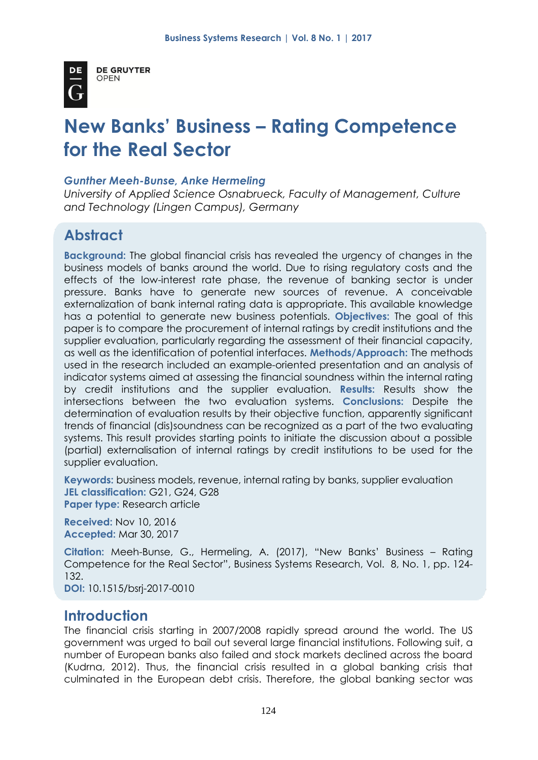# New Banks' Business – Rating Competence for the Real Sector

***Gunther Meeh-Bunse, Anke Hermeling***
*University of Applied Science Osnabrueck, Faculty of Management, Culture and Technology (Lingen Campus), Germany*

## Abstract

**Background:** The global financial crisis has revealed the urgency of changes in the business models of banks around the world. Due to rising regulatory costs and the effects of the low-interest rate phase, the revenue of banking sector is under pressure. Banks have to generate new sources of revenue. A conceivable externalization of bank internal rating data is appropriate. This available knowledge has a potential to generate new business potentials. **Objectives:** The goal of this paper is to compare the procurement of internal ratings by credit institutions and the supplier evaluation, particularly regarding the assessment of their financial capacity, as well as the identification of potential interfaces. **Methods/Approach:** The methods used in the research included an example-oriented presentation and an analysis of indicator systems aimed at assessing the financial soundness within the internal rating by credit institutions and the supplier evaluation. **Results:** Results show the intersections between the two evaluation systems. **Conclusions:** Despite the determination of evaluation results by their objective function, apparently significant trends of financial (dis)soundness can be recognized as a part of the two evaluating systems. This result provides starting points to initiate the discussion about a possible (partial) externalisation of internal ratings by credit institutions to be used for the supplier evaluation.

**Keywords:** business models, revenue, internal rating by banks, supplier evaluation
**JEL classification:** G21, G24, G28
**Paper type:** Research article

**Received:** Nov 10, 2016
**Accepted:** Mar 30, 2017

**Citation:** Meeh-Bunse, G., Hermeling, A. (2017), "New Banks' Business – Rating Competence for the Real Sector", Business Systems Research, Vol. 8, No. 1, pp. 124-132.
**DOI:** 10.1515/bsrj-2017-0010

## Introduction

The financial crisis starting in 2007/2008 rapidly spread around the world. The US government was urged to bail out several large financial institutions. Following suit, a number of European banks also failed and stock markets declined across the board (Kudrna, 2012). Thus, the financial crisis resulted in a global banking crisis that culminated in the European debt crisis. Therefore, the global banking sector was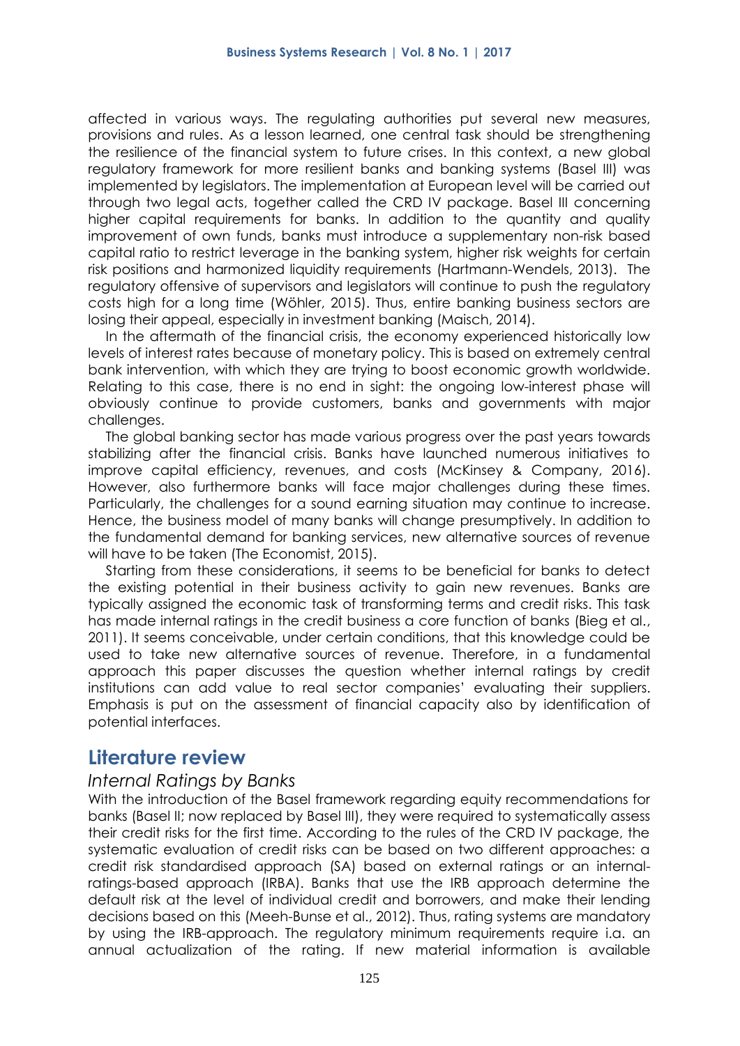affected in various ways. The regulating authorities put several new measures, provisions and rules. As a lesson learned, one central task should be strengthening the resilience of the financial system to future crises. In this context, a new global regulatory framework for more resilient banks and banking systems (Basel III) was implemented by legislators. The implementation at European level will be carried out through two legal acts, together called the CRD IV package. Basel III concerning higher capital requirements for banks. In addition to the quantity and quality improvement of own funds, banks must introduce a supplementary non-risk based capital ratio to restrict leverage in the banking system, higher risk weights for certain risk positions and harmonized liquidity requirements (Hartmann-Wendels, 2013). The regulatory offensive of supervisors and legislators will continue to push the regulatory costs high for a long time (Wöhler, 2015). Thus, entire banking business sectors are losing their appeal, especially in investment banking (Maisch, 2014).

In the aftermath of the financial crisis, the economy experienced historically low levels of interest rates because of monetary policy. This is based on extremely central bank intervention, with which they are trying to boost economic growth worldwide. Relating to this case, there is no end in sight: the ongoing low-interest phase will obviously continue to provide customers, banks and governments with major challenges.

The global banking sector has made various progress over the past years towards stabilizing after the financial crisis. Banks have launched numerous initiatives to improve capital efficiency, revenues, and costs (McKinsey & Company, 2016). However, also furthermore banks will face major challenges during these times. Particularly, the challenges for a sound earning situation may continue to increase. Hence, the business model of many banks will change presumptively. In addition to the fundamental demand for banking services, new alternative sources of revenue will have to be taken (The Economist, 2015).

Starting from these considerations, it seems to be beneficial for banks to detect the existing potential in their business activity to gain new revenues. Banks are typically assigned the economic task of transforming terms and credit risks. This task has made internal ratings in the credit business a core function of banks (Bieg et al., 2011). It seems conceivable, under certain conditions, that this knowledge could be used to take new alternative sources of revenue. Therefore, in a fundamental approach this paper discusses the question whether internal ratings by credit institutions can add value to real sector companies' evaluating their suppliers. Emphasis is put on the assessment of financial capacity also by identification of potential interfaces.

## Literature review

### *Internal Ratings by Banks*

With the introduction of the Basel framework regarding equity recommendations for banks (Basel II; now replaced by Basel III), they were required to systematically assess their credit risks for the first time. According to the rules of the CRD IV package, the systematic evaluation of credit risks can be based on two different approaches: a credit risk standardised approach (SA) based on external ratings or an internal-ratings-based approach (IRBA). Banks that use the IRB approach determine the default risk at the level of individual credit and borrowers, and make their lending decisions based on this (Meeh-Bunse et al., 2012). Thus, rating systems are mandatory by using the IRB-approach. The regulatory minimum requirements require i.a. an annual actualization of the rating. If new material information is available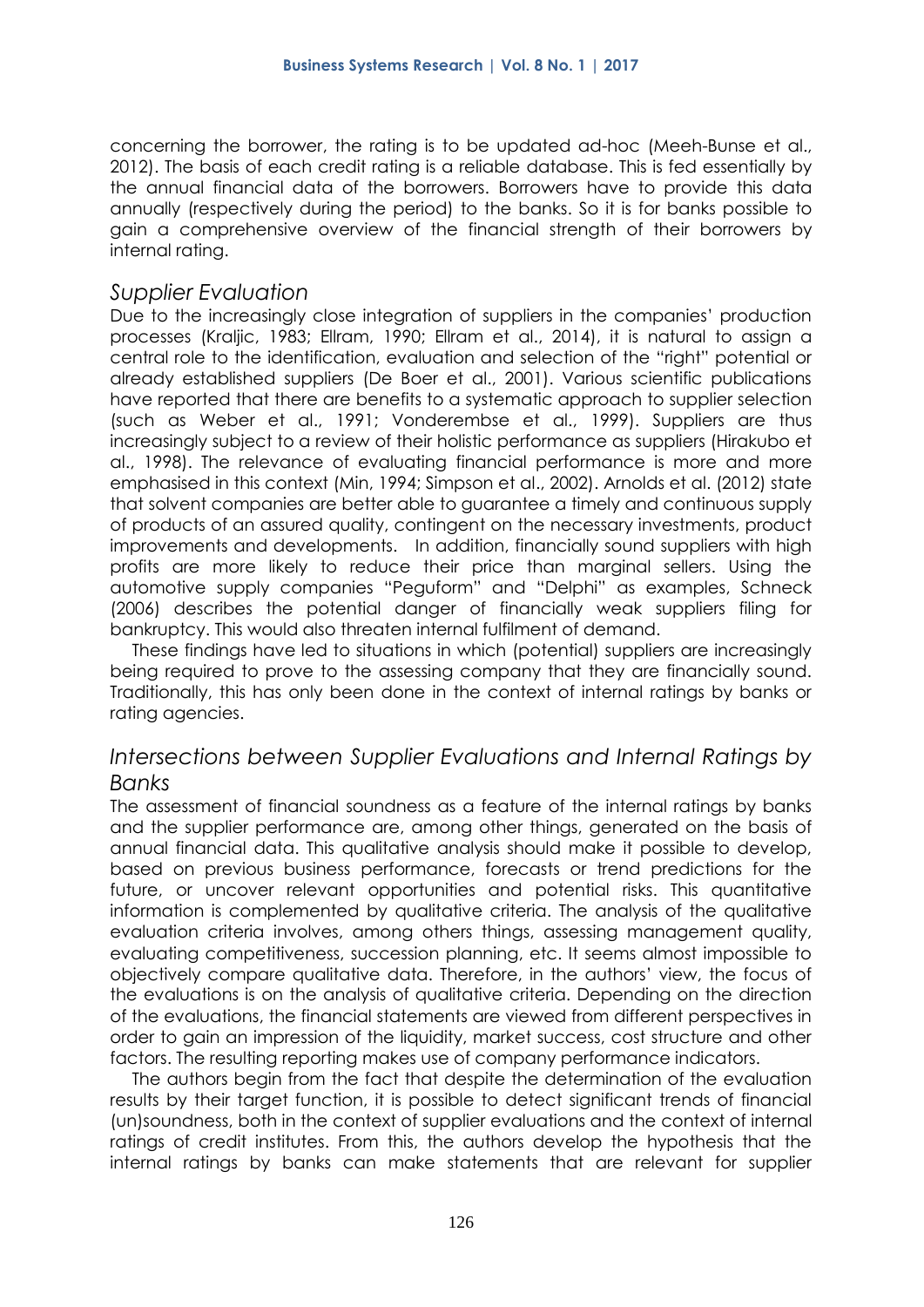concerning the borrower, the rating is to be updated ad-hoc (Meeh-Bunse et al., 2012). The basis of each credit rating is a reliable database. This is fed essentially by the annual financial data of the borrowers. Borrowers have to provide this data annually (respectively during the period) to the banks. So it is for banks possible to gain a comprehensive overview of the financial strength of their borrowers by internal rating.

## *Supplier Evaluation*

Due to the increasingly close integration of suppliers in the companies' production processes (Kraljic, 1983; Ellram, 1990; Ellram et al., 2014), it is natural to assign a central role to the identification, evaluation and selection of the "right" potential or already established suppliers (De Boer et al., 2001). Various scientific publications have reported that there are benefits to a systematic approach to supplier selection (such as Weber et al., 1991; Vonderembse et al., 1999). Suppliers are thus increasingly subject to a review of their holistic performance as suppliers (Hirakubo et al., 1998). The relevance of evaluating financial performance is more and more emphasised in this context (Min, 1994; Simpson et al., 2002). Arnolds et al. (2012) state that solvent companies are better able to guarantee a timely and continuous supply of products of an assured quality, contingent on the necessary investments, product improvements and developments. In addition, financially sound suppliers with high profits are more likely to reduce their price than marginal sellers. Using the automotive supply companies "Peguform" and "Delphi" as examples, Schneck (2006) describes the potential danger of financially weak suppliers filing for bankruptcy. This would also threaten internal fulfilment of demand.

These findings have led to situations in which (potential) suppliers are increasingly being required to prove to the assessing company that they are financially sound. Traditionally, this has only been done in the context of internal ratings by banks or rating agencies.

## *Intersections between Supplier Evaluations and Internal Ratings by Banks*

The assessment of financial soundness as a feature of the internal ratings by banks and the supplier performance are, among other things, generated on the basis of annual financial data. This qualitative analysis should make it possible to develop, based on previous business performance, forecasts or trend predictions for the future, or uncover relevant opportunities and potential risks. This quantitative information is complemented by qualitative criteria. The analysis of the qualitative evaluation criteria involves, among others things, assessing management quality, evaluating competitiveness, succession planning, etc. It seems almost impossible to objectively compare qualitative data. Therefore, in the authors' view, the focus of the evaluations is on the analysis of qualitative criteria. Depending on the direction of the evaluations, the financial statements are viewed from different perspectives in order to gain an impression of the liquidity, market success, cost structure and other factors. The resulting reporting makes use of company performance indicators.

The authors begin from the fact that despite the determination of the evaluation results by their target function, it is possible to detect significant trends of financial (un)soundness, both in the context of supplier evaluations and the context of internal ratings of credit institutes. From this, the authors develop the hypothesis that the internal ratings by banks can make statements that are relevant for supplier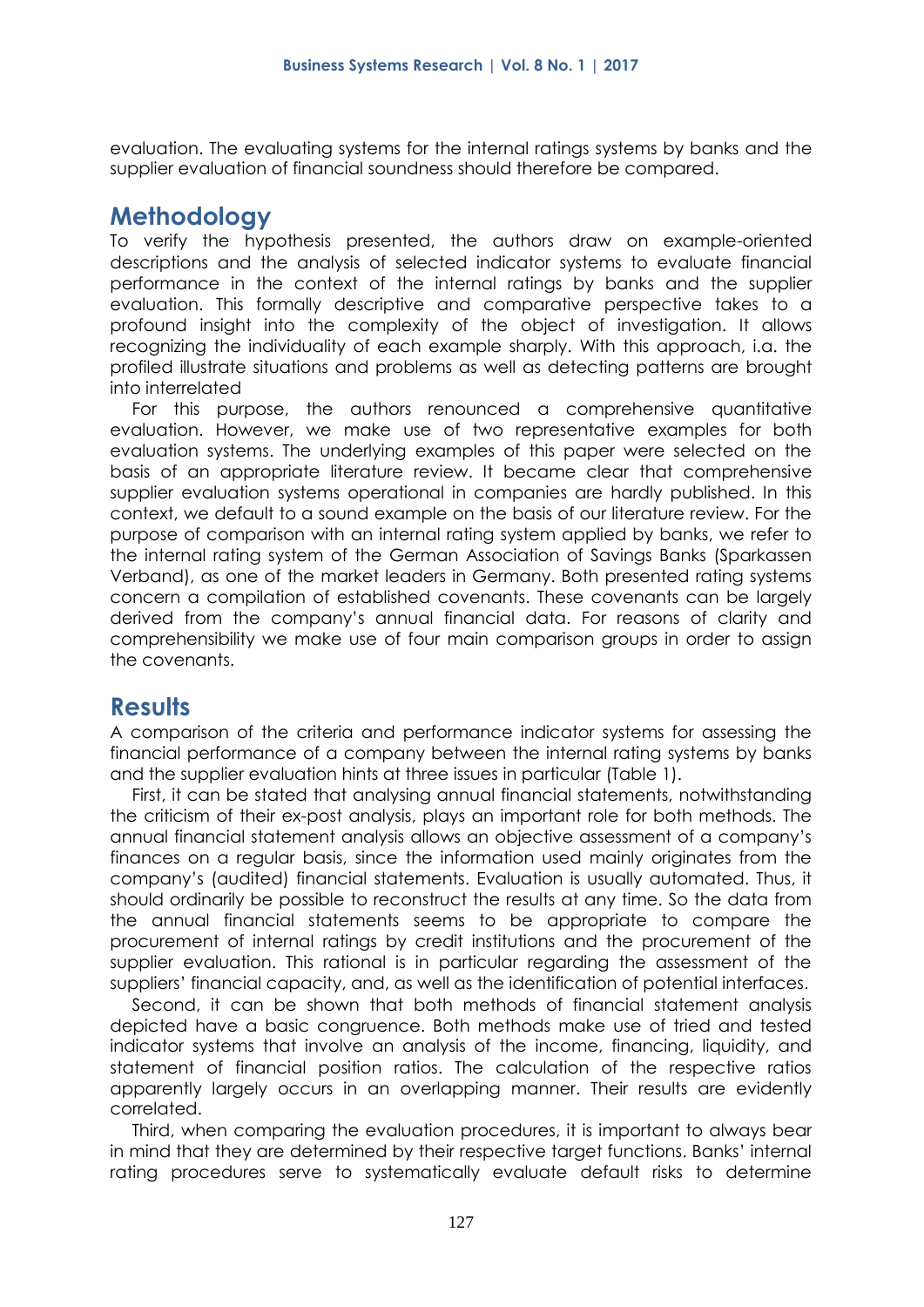evaluation. The evaluating systems for the internal ratings systems by banks and the supplier evaluation of financial soundness should therefore be compared.

## Methodology

To verify the hypothesis presented, the authors draw on example-oriented descriptions and the analysis of selected indicator systems to evaluate financial performance in the context of the internal ratings by banks and the supplier evaluation. This formally descriptive and comparative perspective takes to a profound insight into the complexity of the object of investigation. It allows recognizing the individuality of each example sharply. With this approach, i.a. the profiled illustrate situations and problems as well as detecting patterns are brought into interrelated

For this purpose, the authors renounced a comprehensive quantitative evaluation. However, we make use of two representative examples for both evaluation systems. The underlying examples of this paper were selected on the basis of an appropriate literature review. It became clear that comprehensive supplier evaluation systems operational in companies are hardly published. In this context, we default to a sound example on the basis of our literature review. For the purpose of comparison with an internal rating system applied by banks, we refer to the internal rating system of the German Association of Savings Banks (Sparkassen Verband), as one of the market leaders in Germany. Both presented rating systems concern a compilation of established covenants. These covenants can be largely derived from the company's annual financial data. For reasons of clarity and comprehensibility we make use of four main comparison groups in order to assign the covenants.

## Results

A comparison of the criteria and performance indicator systems for assessing the financial performance of a company between the internal rating systems by banks and the supplier evaluation hints at three issues in particular (Table 1).

First, it can be stated that analysing annual financial statements, notwithstanding the criticism of their ex-post analysis, plays an important role for both methods. The annual financial statement analysis allows an objective assessment of a company's finances on a regular basis, since the information used mainly originates from the company's (audited) financial statements. Evaluation is usually automated. Thus, it should ordinarily be possible to reconstruct the results at any time. So the data from the annual financial statements seems to be appropriate to compare the procurement of internal ratings by credit institutions and the procurement of the supplier evaluation. This rational is in particular regarding the assessment of the suppliers' financial capacity, and, as well as the identification of potential interfaces.

Second, it can be shown that both methods of financial statement analysis depicted have a basic congruence. Both methods make use of tried and tested indicator systems that involve an analysis of the income, financing, liquidity, and statement of financial position ratios. The calculation of the respective ratios apparently largely occurs in an overlapping manner. Their results are evidently correlated.

Third, when comparing the evaluation procedures, it is important to always bear in mind that they are determined by their respective target functions. Banks' internal rating procedures serve to systematically evaluate default risks to determine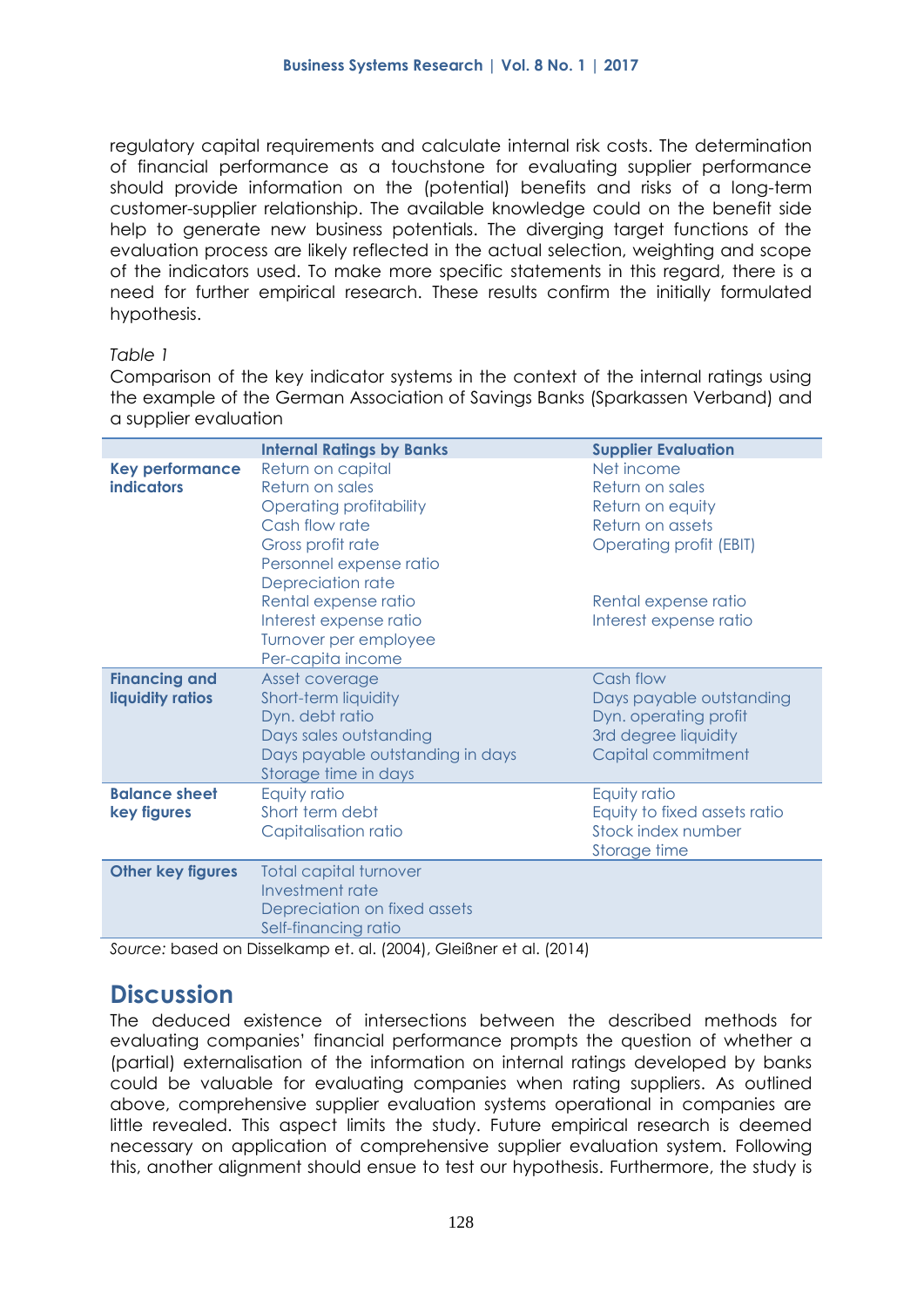regulatory capital requirements and calculate internal risk costs. The determination of financial performance as a touchstone for evaluating supplier performance should provide information on the (potential) benefits and risks of a long-term customer-supplier relationship. The available knowledge could on the benefit side help to generate new business potentials. The diverging target functions of the evaluation process are likely reflected in the actual selection, weighting and scope of the indicators used. To make more specific statements in this regard, there is a need for further empirical research. These results confirm the initially formulated hypothesis.

*Table 1*

Comparison of the key indicator systems in the context of the internal ratings using the example of the German Association of Savings Banks (Sparkassen Verband) and a supplier evaluation

| | Internal Ratings by Banks | Supplier Evaluation |
|---|---|---|
| **Key performance indicators** | Return on capital<br>Return on sales<br>Operating profitability<br>Cash flow rate<br>Gross profit rate<br>Personnel expense ratio<br>Depreciation rate<br>Rental expense ratio<br>Interest expense ratio<br>Turnover per employee<br>Per-capita income | Net income<br>Return on sales<br>Return on equity<br>Return on assets<br>Operating profit (EBIT)<br><br><br>Rental expense ratio<br>Interest expense ratio |
| **Financing and liquidity ratios** | Asset coverage<br>Short-term liquidity<br>Dyn. debt ratio<br>Days sales outstanding<br>Days payable outstanding in days<br>Storage time in days | Cash flow<br>Days payable outstanding<br>Dyn. operating profit<br>3rd degree liquidity<br>Capital commitment |
| **Balance sheet key figures** | Equity ratio<br>Short term debt<br>Capitalisation ratio | Equity ratio<br>Equity to fixed assets ratio<br>Stock index number<br>Storage time |
| **Other key figures** | Total capital turnover<br>Investment rate<br>Depreciation on fixed assets<br>Self-financing ratio | |

*Source:* based on Disselkamp et. al. (2004), Gleißner et al. (2014)

## Discussion

The deduced existence of intersections between the described methods for evaluating companies' financial performance prompts the question of whether a (partial) externalisation of the information on internal ratings developed by banks could be valuable for evaluating companies when rating suppliers. As outlined above, comprehensive supplier evaluation systems operational in companies are little revealed. This aspect limits the study. Future empirical research is deemed necessary on application of comprehensive supplier evaluation system. Following this, another alignment should ensue to test our hypothesis. Furthermore, the study is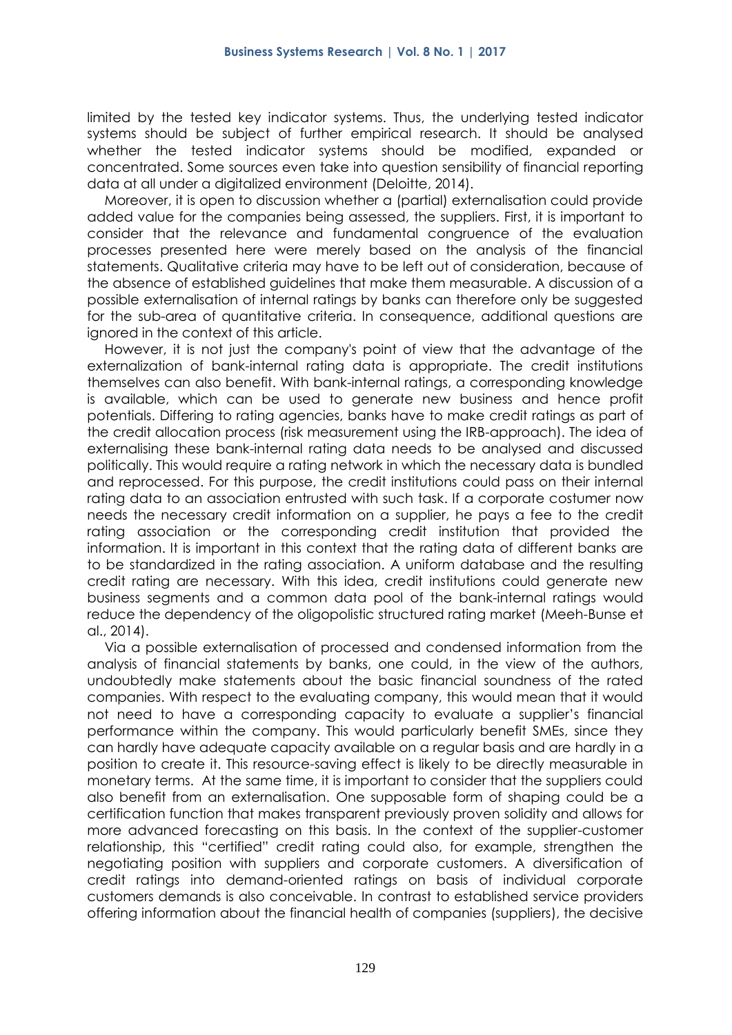limited by the tested key indicator systems. Thus, the underlying tested indicator systems should be subject of further empirical research. It should be analysed whether the tested indicator systems should be modified, expanded or concentrated. Some sources even take into question sensibility of financial reporting data at all under a digitalized environment (Deloitte, 2014).

Moreover, it is open to discussion whether a (partial) externalisation could provide added value for the companies being assessed, the suppliers. First, it is important to consider that the relevance and fundamental congruence of the evaluation processes presented here were merely based on the analysis of the financial statements. Qualitative criteria may have to be left out of consideration, because of the absence of established guidelines that make them measurable. A discussion of a possible externalisation of internal ratings by banks can therefore only be suggested for the sub-area of quantitative criteria. In consequence, additional questions are ignored in the context of this article.

However, it is not just the company's point of view that the advantage of the externalization of bank-internal rating data is appropriate. The credit institutions themselves can also benefit. With bank-internal ratings, a corresponding knowledge is available, which can be used to generate new business and hence profit potentials. Differing to rating agencies, banks have to make credit ratings as part of the credit allocation process (risk measurement using the IRB-approach). The idea of externalising these bank-internal rating data needs to be analysed and discussed politically. This would require a rating network in which the necessary data is bundled and reprocessed. For this purpose, the credit institutions could pass on their internal rating data to an association entrusted with such task. If a corporate costumer now needs the necessary credit information on a supplier, he pays a fee to the credit rating association or the corresponding credit institution that provided the information. It is important in this context that the rating data of different banks are to be standardized in the rating association. A uniform database and the resulting credit rating are necessary. With this idea, credit institutions could generate new business segments and a common data pool of the bank-internal ratings would reduce the dependency of the oligopolistic structured rating market (Meeh-Bunse et al., 2014).

Via a possible externalisation of processed and condensed information from the analysis of financial statements by banks, one could, in the view of the authors, undoubtedly make statements about the basic financial soundness of the rated companies. With respect to the evaluating company, this would mean that it would not need to have a corresponding capacity to evaluate a supplier's financial performance within the company. This would particularly benefit SMEs, since they can hardly have adequate capacity available on a regular basis and are hardly in a position to create it. This resource-saving effect is likely to be directly measurable in monetary terms. At the same time, it is important to consider that the suppliers could also benefit from an externalisation. One supposable form of shaping could be a certification function that makes transparent previously proven solidity and allows for more advanced forecasting on this basis. In the context of the supplier-customer relationship, this "certified" credit rating could also, for example, strengthen the negotiating position with suppliers and corporate customers. A diversification of credit ratings into demand-oriented ratings on basis of individual corporate customers demands is also conceivable. In contrast to established service providers offering information about the financial health of companies (suppliers), the decisive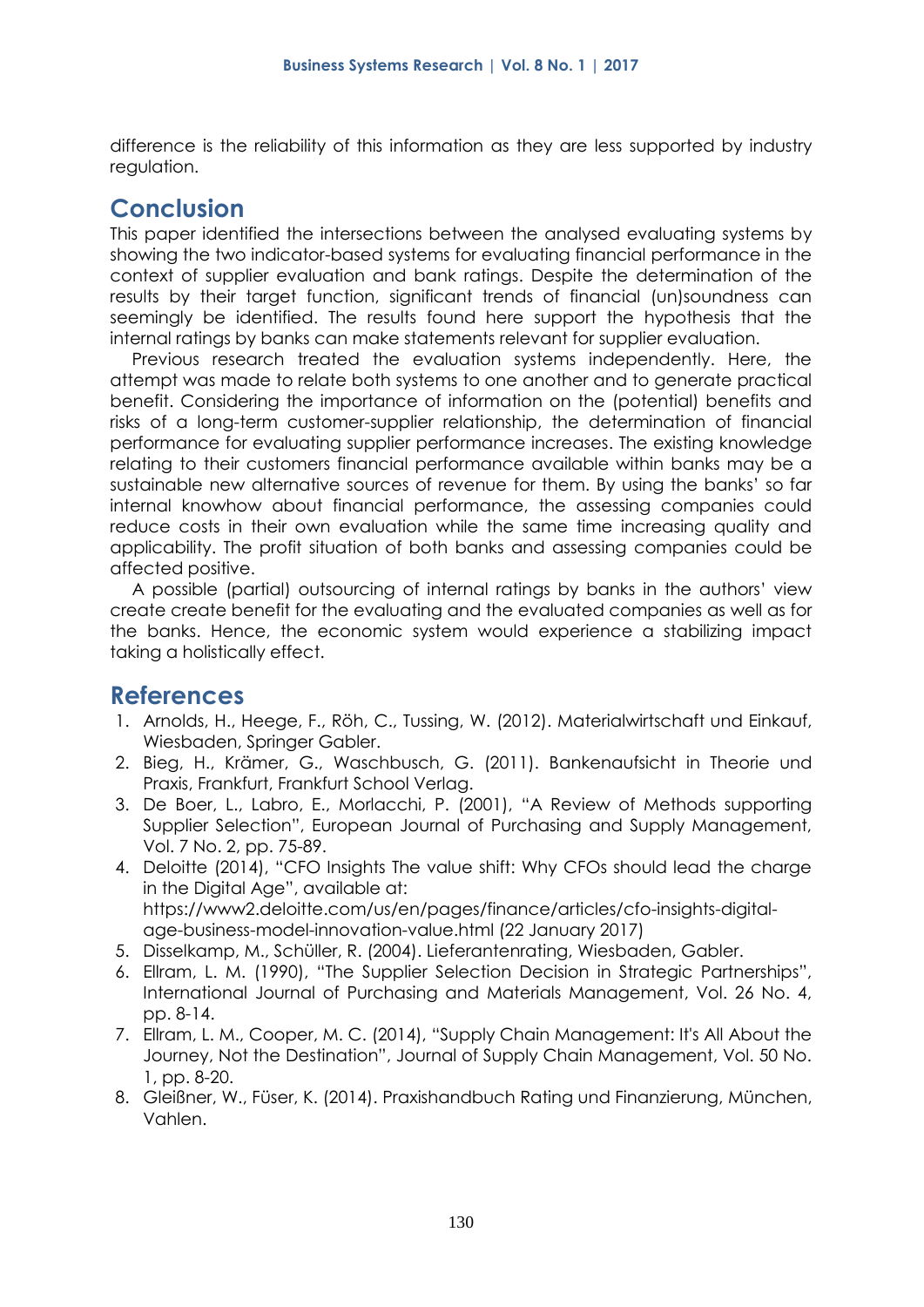difference is the reliability of this information as they are less supported by industry regulation.

## Conclusion

This paper identified the intersections between the analysed evaluating systems by showing the two indicator-based systems for evaluating financial performance in the context of supplier evaluation and bank ratings. Despite the determination of the results by their target function, significant trends of financial (un)soundness can seemingly be identified. The results found here support the hypothesis that the internal ratings by banks can make statements relevant for supplier evaluation.

Previous research treated the evaluation systems independently. Here, the attempt was made to relate both systems to one another and to generate practical benefit. Considering the importance of information on the (potential) benefits and risks of a long-term customer-supplier relationship, the determination of financial performance for evaluating supplier performance increases. The existing knowledge relating to their customers financial performance available within banks may be a sustainable new alternative sources of revenue for them. By using the banks' so far internal knowhow about financial performance, the assessing companies could reduce costs in their own evaluation while the same time increasing quality and applicability. The profit situation of both banks and assessing companies could be affected positive.

A possible (partial) outsourcing of internal ratings by banks in the authors' view create create benefit for the evaluating and the evaluated companies as well as for the banks. Hence, the economic system would experience a stabilizing impact taking a holistically effect.

## References

1. Arnolds, H., Heege, F., Röh, C., Tussing, W. (2012). Materialwirtschaft und Einkauf, Wiesbaden, Springer Gabler.
2. Bieg, H., Krämer, G., Waschbusch, G. (2011). Bankenaufsicht in Theorie und Praxis, Frankfurt, Frankfurt School Verlag.
3. De Boer, L., Labro, E., Morlacchi, P. (2001), "A Review of Methods supporting Supplier Selection", European Journal of Purchasing and Supply Management, Vol. 7 No. 2, pp. 75-89.
4. Deloitte (2014), "CFO Insights The value shift: Why CFOs should lead the charge in the Digital Age", available at: https://www2.deloitte.com/us/en/pages/finance/articles/cfo-insights-digital-age-business-model-innovation-value.html (22 January 2017)
5. Disselkamp, M., Schüller, R. (2004). Lieferantenrating, Wiesbaden, Gabler.
6. Ellram, L. M. (1990), "The Supplier Selection Decision in Strategic Partnerships", International Journal of Purchasing and Materials Management, Vol. 26 No. 4, pp. 8-14.
7. Ellram, L. M., Cooper, M. C. (2014), "Supply Chain Management: It's All About the Journey, Not the Destination", Journal of Supply Chain Management, Vol. 50 No. 1, pp. 8-20.
8. Gleißner, W., Füser, K. (2014). Praxishandbuch Rating und Finanzierung, München, Vahlen.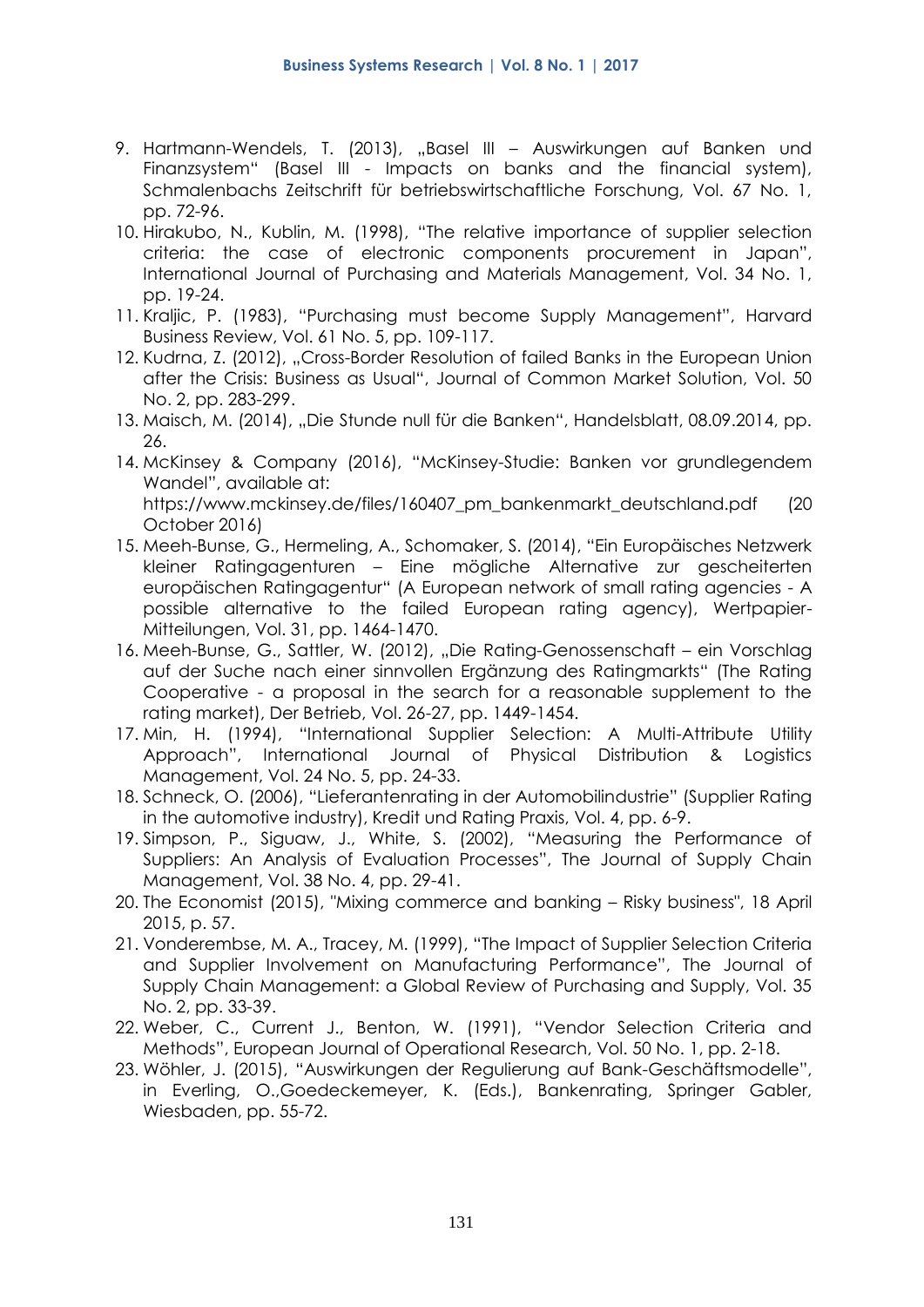9. Hartmann-Wendels, T. (2013), „Basel III – Auswirkungen auf Banken und Finanzsystem" (Basel III - Impacts on banks and the financial system), Schmalenbachs Zeitschrift für betriebswirtschaftliche Forschung, Vol. 67 No. 1, pp. 72-96.
10. Hirakubo, N., Kublin, M. (1998), "The relative importance of supplier selection criteria: the case of electronic components procurement in Japan", International Journal of Purchasing and Materials Management, Vol. 34 No. 1, pp. 19-24.
11. Kraljic, P. (1983), "Purchasing must become Supply Management", Harvard Business Review, Vol. 61 No. 5, pp. 109-117.
12. Kudrna, Z. (2012), „Cross-Border Resolution of failed Banks in the European Union after the Crisis: Business as Usual", Journal of Common Market Solution, Vol. 50 No. 2, pp. 283-299.
13. Maisch, M. (2014), „Die Stunde null für die Banken", Handelsblatt, 08.09.2014, pp. 26.
14. McKinsey & Company (2016), "McKinsey-Studie: Banken vor grundlegendem Wandel", available at: https://www.mckinsey.de/files/160407_pm_bankenmarkt_deutschland.pdf (20 October 2016)
15. Meeh-Bunse, G., Hermeling, A., Schomaker, S. (2014), "Ein Europäisches Netzwerk kleiner Ratingagenturen – Eine mögliche Alternative zur gescheiterten europäischen Ratingagentur" (A European network of small rating agencies - A possible alternative to the failed European rating agency), Wertpapier-Mitteilungen, Vol. 31, pp. 1464-1470.
16. Meeh-Bunse, G., Sattler, W. (2012), „Die Rating-Genossenschaft – ein Vorschlag auf der Suche nach einer sinnvollen Ergänzung des Ratingmarkts" (The Rating Cooperative - a proposal in the search for a reasonable supplement to the rating market), Der Betrieb, Vol. 26-27, pp. 1449-1454.
17. Min, H. (1994), "International Supplier Selection: A Multi-Attribute Utility Approach", International Journal of Physical Distribution & Logistics Management, Vol. 24 No. 5, pp. 24-33.
18. Schneck, O. (2006), "Lieferantenrating in der Automobilindustrie" (Supplier Rating in the automotive industry), Kredit und Rating Praxis, Vol. 4, pp. 6-9.
19. Simpson, P., Siguaw, J., White, S. (2002), "Measuring the Performance of Suppliers: An Analysis of Evaluation Processes", The Journal of Supply Chain Management, Vol. 38 No. 4, pp. 29-41.
20. The Economist (2015), "Mixing commerce and banking – Risky business", 18 April 2015, p. 57.
21. Vonderembse, M. A., Tracey, M. (1999), "The Impact of Supplier Selection Criteria and Supplier Involvement on Manufacturing Performance", The Journal of Supply Chain Management: a Global Review of Purchasing and Supply, Vol. 35 No. 2, pp. 33-39.
22. Weber, C., Current J., Benton, W. (1991), "Vendor Selection Criteria and Methods", European Journal of Operational Research, Vol. 50 No. 1, pp. 2-18.
23. Wöhler, J. (2015), "Auswirkungen der Regulierung auf Bank-Geschäftsmodelle", in Everling, O.,Goedeckemeyer, K. (Eds.), Bankenrating, Springer Gabler, Wiesbaden, pp. 55-72.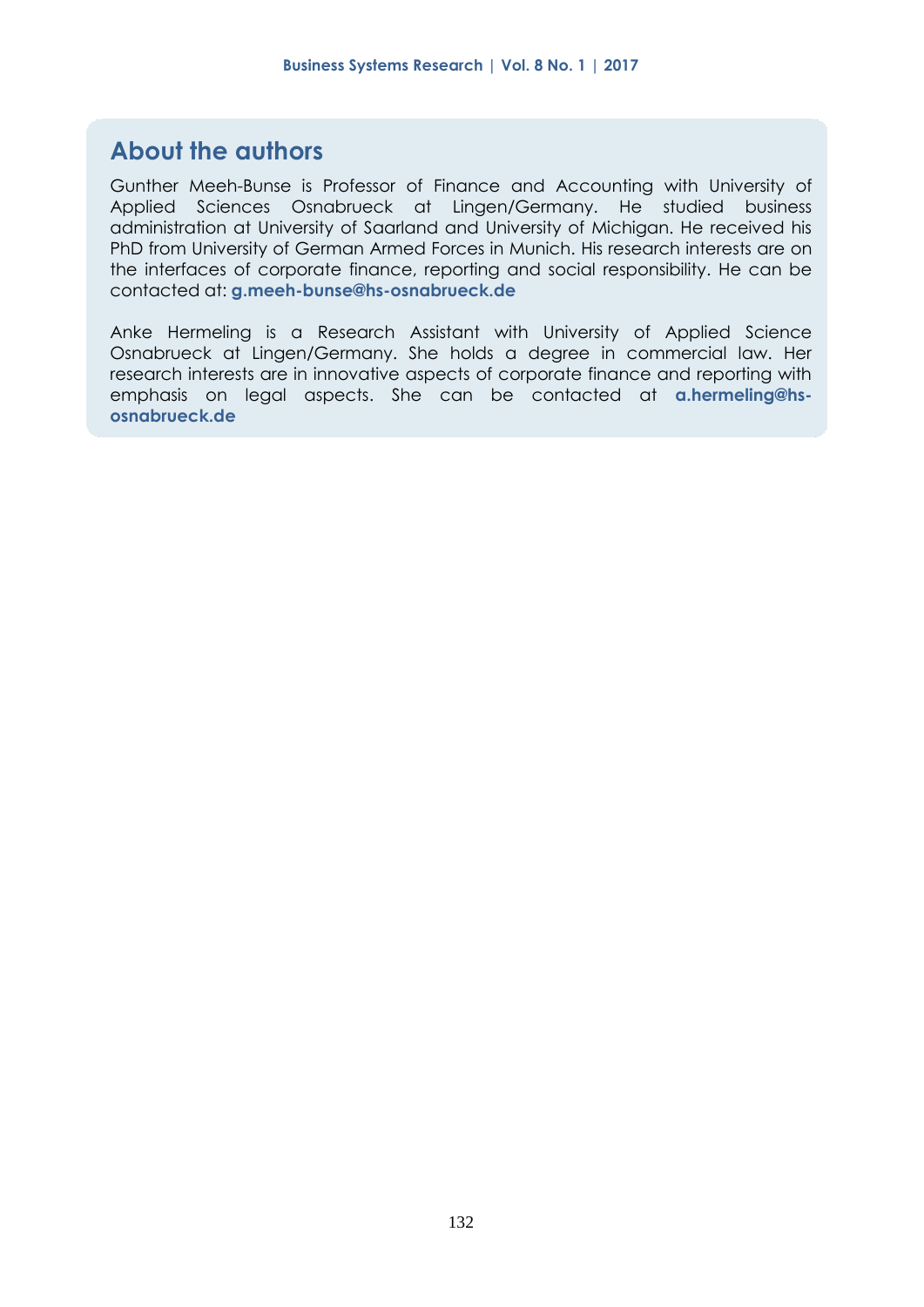## About the authors

Gunther Meeh-Bunse is Professor of Finance and Accounting with University of Applied Sciences Osnabrueck at Lingen/Germany. He studied business administration at University of Saarland and University of Michigan. He received his PhD from University of German Armed Forces in Munich. His research interests are on the interfaces of corporate finance, reporting and social responsibility. He can be contacted at: **g.meeh-bunse@hs-osnabrueck.de**

Anke Hermeling is a Research Assistant with University of Applied Science Osnabrueck at Lingen/Germany. She holds a degree in commercial law. Her research interests are in innovative aspects of corporate finance and reporting with emphasis on legal aspects. She can be contacted at **a.hermeling@hs-osnabrueck.de**